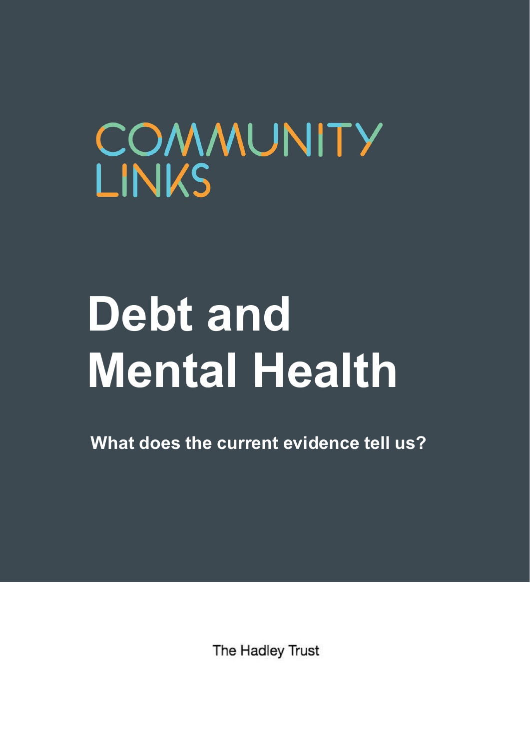COMMUNITY LINKS

# Debt and Mental Health

**What does the current evidence tell us?**

The Hadley Trust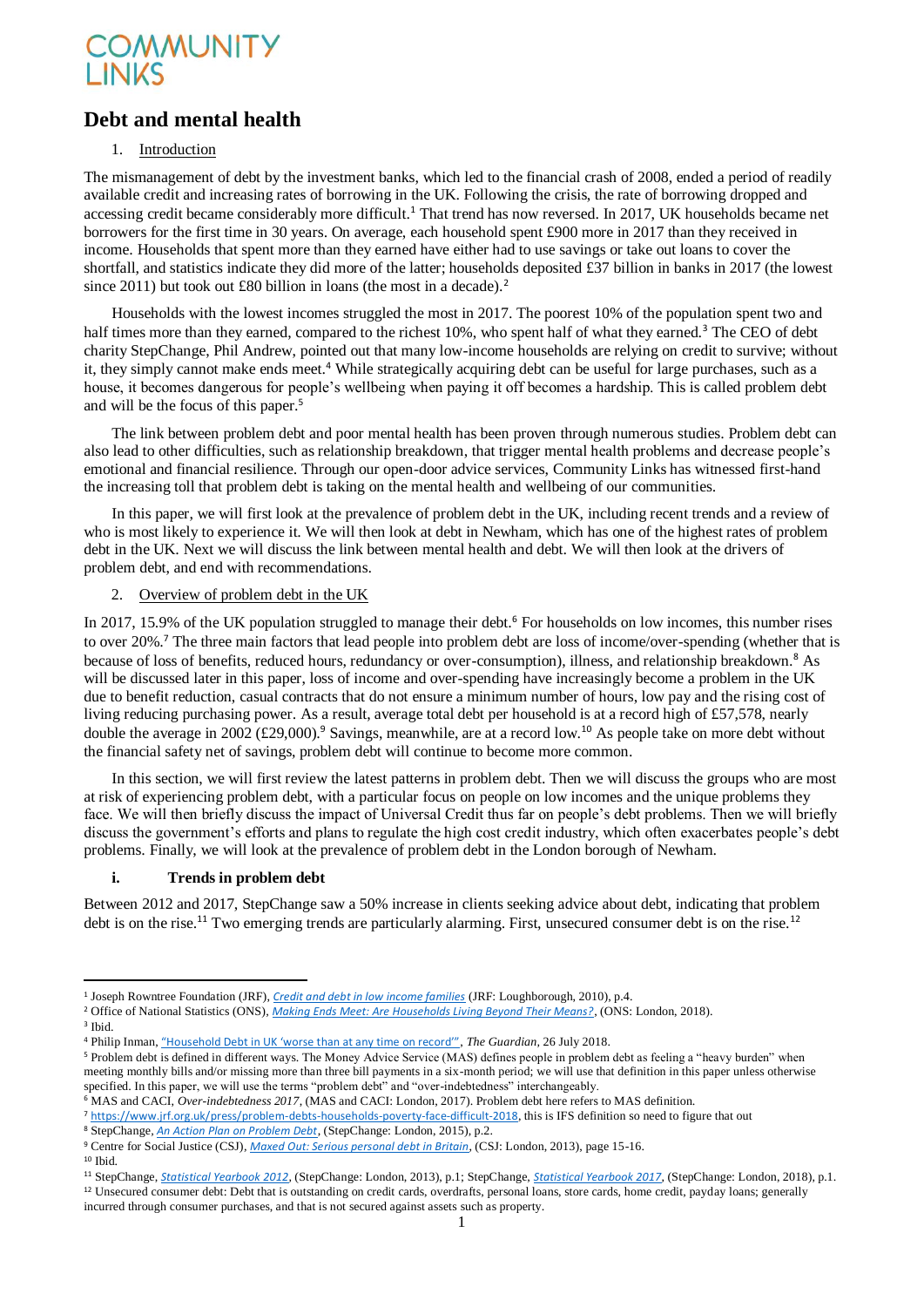COMMUNITY LINKS

# Debt and mental health

## 1. Introduction

The mismanagement of debt by the investment banks, which led to the financial crash of 2008, ended a period of readily available credit and increasing rates of borrowing in the UK. Following the crisis, the rate of borrowing dropped and accessing credit became considerably more difficult.[1] That trend has now reversed. In 2017, UK households became net borrowers for the first time in 30 years. On average, each household spent £900 more in 2017 than they received in income. Households that spent more than they earned have either had to use savings or take out loans to cover the shortfall, and statistics indicate they did more of the latter; households deposited £37 billion in banks in 2017 (the lowest since 2011) but took out £80 billion in loans (the most in a decade).[2]

Households with the lowest incomes struggled the most in 2017. The poorest 10% of the population spent two and half times more than they earned, compared to the richest 10%, who spent half of what they earned.[3] The CEO of debt charity StepChange, Phil Andrew, pointed out that many low-income households are relying on credit to survive; without it, they simply cannot make ends meet.[4] While strategically acquiring debt can be useful for large purchases, such as a house, it becomes dangerous for people's wellbeing when paying it off becomes a hardship. This is called problem debt and will be the focus of this paper.[5]

The link between problem debt and poor mental health has been proven through numerous studies. Problem debt can also lead to other difficulties, such as relationship breakdown, that trigger mental health problems and decrease people's emotional and financial resilience. Through our open-door advice services, Community Links has witnessed first-hand the increasing toll that problem debt is taking on the mental health and wellbeing of our communities.

In this paper, we will first look at the prevalence of problem debt in the UK, including recent trends and a review of who is most likely to experience it. We will then look at debt in Newham, which has one of the highest rates of problem debt in the UK. Next we will discuss the link between mental health and debt. We will then look at the drivers of problem debt, and end with recommendations.

## 2. Overview of problem debt in the UK

In 2017, 15.9% of the UK population struggled to manage their debt.[6] For households on low incomes, this number rises to over 20%.[7] The three main factors that lead people into problem debt are loss of income/over-spending (whether that is because of loss of benefits, reduced hours, redundancy or over-consumption), illness, and relationship breakdown.[8] As will be discussed later in this paper, loss of income and over-spending have increasingly become a problem in the UK due to benefit reduction, casual contracts that do not ensure a minimum number of hours, low pay and the rising cost of living reducing purchasing power. As a result, average total debt per household is at a record high of £57,578, nearly double the average in 2002 (£29,000).[9] Savings, meanwhile, are at a record low.[10] As people take on more debt without the financial safety net of savings, problem debt will continue to become more common.

In this section, we will first review the latest patterns in problem debt. Then we will discuss the groups who are most at risk of experiencing problem debt, with a particular focus on people on low incomes and the unique problems they face. We will then briefly discuss the impact of Universal Credit thus far on people's debt problems. Then we will briefly discuss the government's efforts and plans to regulate the high cost credit industry, which often exacerbates people's debt problems. Finally, we will look at the prevalence of problem debt in the London borough of Newham.

### i. Trends in problem debt

Between 2012 and 2017, StepChange saw a 50% increase in clients seeking advice about debt, indicating that problem debt is on the rise.[11] Two emerging trends are particularly alarming. First, unsecured consumer debt is on the rise.[12]

---

[1] Joseph Rowntree Foundation (JRF), *Credit and debt in low income families* (JRF: Loughborough, 2010), p.4.

[2] Office of National Statistics (ONS), *Making Ends Meet: Are Households Living Beyond Their Means?*, (ONS: London, 2018).

[3] Ibid.

[4] Philip Inman, "Household Debt in UK 'worse than at any time on record'", *The Guardian*, 26 July 2018.

[5] Problem debt is defined in different ways. The Money Advice Service (MAS) defines people in problem debt as feeling a "heavy burden" when meeting monthly bills and/or missing more than three bill payments in a six-month period; we will use that definition in this paper unless otherwise specified. In this paper, we will use the terms "problem debt" and "over-indebtedness" interchangeably.

[6] MAS and CACI, *Over-indebtedness 2017*, (MAS and CACI: London, 2017). Problem debt here refers to MAS definition.

[7] https://www.jrf.org.uk/press/problem-debts-households-poverty-face-difficult-2018, this is IFS definition so need to figure that out

[8] StepChange, *An Action Plan on Problem Debt*, (StepChange: London, 2015), p.2.

[9] Centre for Social Justice (CSJ), *Maxed Out: Serious personal debt in Britain*, (CSJ: London, 2013), page 15-16.

[10] Ibid.

[11] StepChange, *Statistical Yearbook 2012*, (StepChange: London, 2013), p.1; StepChange, *Statistical Yearbook 2017*, (StepChange: London, 2018), p.1.

[12] Unsecured consumer debt: Debt that is outstanding on credit cards, overdrafts, personal loans, store cards, home credit, payday loans; generally incurred through consumer purchases, and that is not secured against assets such as property.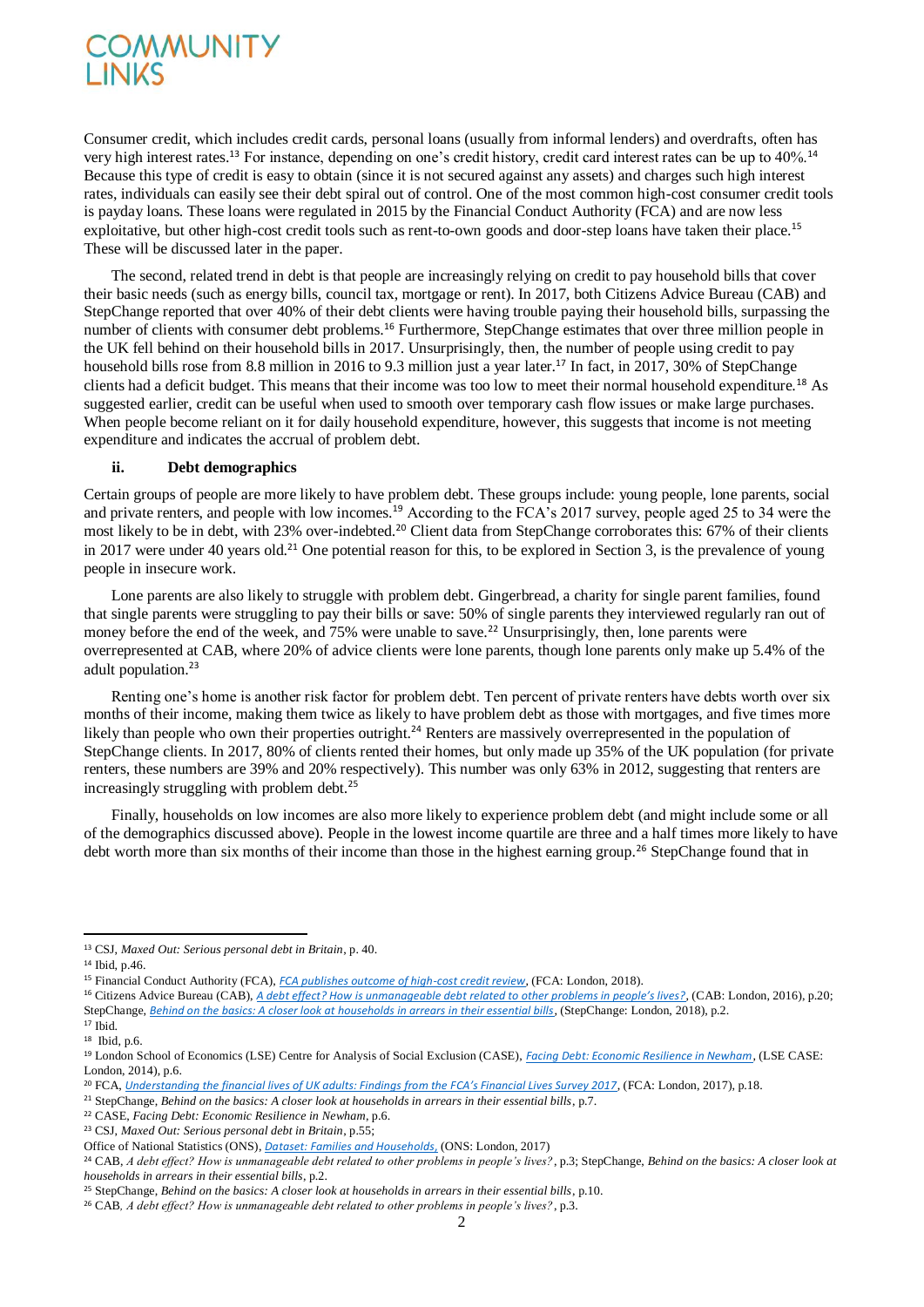Consumer credit, which includes credit cards, personal loans (usually from informal lenders) and overdrafts, often has very high interest rates.[13] For instance, depending on one's credit history, credit card interest rates can be up to 40%.[14] Because this type of credit is easy to obtain (since it is not secured against any assets) and charges such high interest rates, individuals can easily see their debt spiral out of control. One of the most common high-cost consumer credit tools is payday loans. These loans were regulated in 2015 by the Financial Conduct Authority (FCA) and are now less exploitative, but other high-cost credit tools such as rent-to-own goods and door-step loans have taken their place.[15] These will be discussed later in the paper.

The second, related trend in debt is that people are increasingly relying on credit to pay household bills that cover their basic needs (such as energy bills, council tax, mortgage or rent). In 2017, both Citizens Advice Bureau (CAB) and StepChange reported that over 40% of their debt clients were having trouble paying their household bills, surpassing the number of clients with consumer debt problems.[16] Furthermore, StepChange estimates that over three million people in the UK fell behind on their household bills in 2017. Unsurprisingly, then, the number of people using credit to pay household bills rose from 8.8 million in 2016 to 9.3 million just a year later.[17] In fact, in 2017, 30% of StepChange clients had a deficit budget. This means that their income was too low to meet their normal household expenditure.[18] As suggested earlier, credit can be useful when used to smooth over temporary cash flow issues or make large purchases. When people become reliant on it for daily household expenditure, however, this suggests that income is not meeting expenditure and indicates the accrual of problem debt.

### ii. Debt demographics

Certain groups of people are more likely to have problem debt. These groups include: young people, lone parents, social and private renters, and people with low incomes.[19] According to the FCA's 2017 survey, people aged 25 to 34 were the most likely to be in debt, with 23% over-indebted.[20] Client data from StepChange corroborates this: 67% of their clients in 2017 were under 40 years old.[21] One potential reason for this, to be explored in Section 3, is the prevalence of young people in insecure work.

Lone parents are also likely to struggle with problem debt. Gingerbread, a charity for single parent families, found that single parents were struggling to pay their bills or save: 50% of single parents they interviewed regularly ran out of money before the end of the week, and 75% were unable to save.[22] Unsurprisingly, then, lone parents were overrepresented at CAB, where 20% of advice clients were lone parents, though lone parents only make up 5.4% of the adult population.[23]

Renting one's home is another risk factor for problem debt. Ten percent of private renters have debts worth over six months of their income, making them twice as likely to have problem debt as those with mortgages, and five times more likely than people who own their properties outright.[24] Renters are massively overrepresented in the population of StepChange clients. In 2017, 80% of clients rented their homes, but only made up 35% of the UK population (for private renters, these numbers are 39% and 20% respectively). This number was only 63% in 2012, suggesting that renters are increasingly struggling with problem debt.[25]

Finally, households on low incomes are also more likely to experience problem debt (and might include some or all of the demographics discussed above). People in the lowest income quartile are three and a half times more likely to have debt worth more than six months of their income than those in the highest earning group.[26] StepChange found that in

---

[13] CSJ, *Maxed Out: Serious personal debt in Britain*, p. 40.
[14] Ibid, p.46.
[15] Financial Conduct Authority (FCA), *FCA publishes outcome of high-cost credit review*, (FCA: London, 2018).
[16] Citizens Advice Bureau (CAB), *A debt effect? How is unmanageable debt related to other problems in people's lives?*, (CAB: London, 2016), p.20; StepChange, *Behind on the basics: A closer look at households in arrears in their essential bills*, (StepChange: London, 2018), p.2.
[17] Ibid.
[18] Ibid, p.6.
[19] London School of Economics (LSE) Centre for Analysis of Social Exclusion (CASE), *Facing Debt: Economic Resilience in Newham*, (LSE CASE: London, 2014), p.6.
[20] FCA, *Understanding the financial lives of UK adults: Findings from the FCA's Financial Lives Survey 2017*, (FCA: London, 2017), p.18.
[21] StepChange, *Behind on the basics: A closer look at households in arrears in their essential bills*, p.7.
[22] CASE, *Facing Debt: Economic Resilience in Newham*, p.6.
[23] CSJ, *Maxed Out: Serious personal debt in Britain*, p.55;
Office of National Statistics (ONS), *Dataset: Families and Households*, (ONS: London, 2017)
[24] CAB, *A debt effect? How is unmanageable debt related to other problems in people's lives?*, p.3; StepChange, *Behind on the basics: A closer look at households in arrears in their essential bills*, p.2.
[25] StepChange, *Behind on the basics: A closer look at households in arrears in their essential bills*, p.10.
[26] CAB, *A debt effect? How is unmanageable debt related to other problems in people's lives?*, p.3.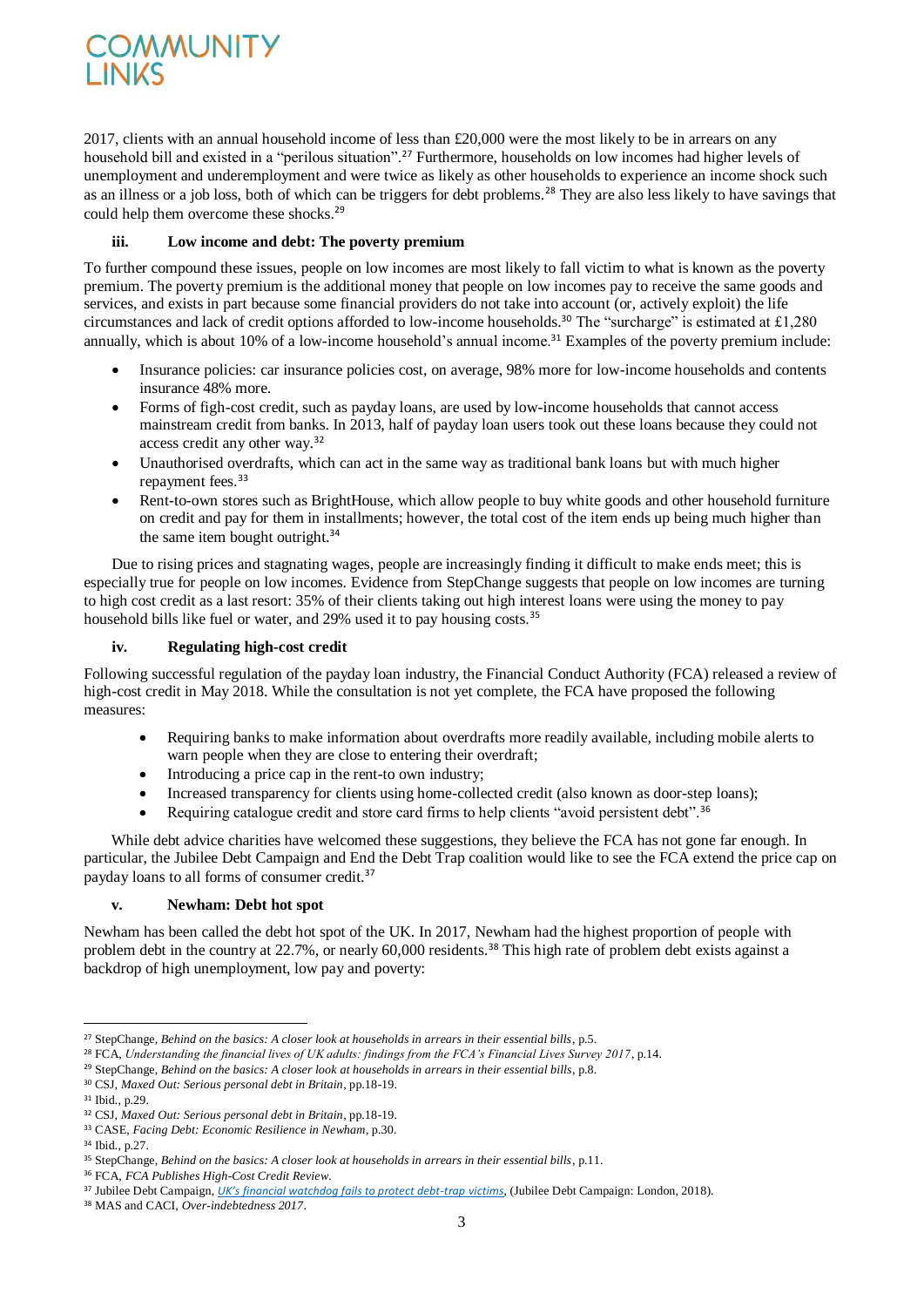2017, clients with an annual household income of less than £20,000 were the most likely to be in arrears on any household bill and existed in a "perilous situation".[27] Furthermore, households on low incomes had higher levels of unemployment and underemployment and were twice as likely as other households to experience an income shock such as an illness or a job loss, both of which can be triggers for debt problems.[28] They are also less likely to have savings that could help them overcome these shocks.[29]

### iii. Low income and debt: The poverty premium

To further compound these issues, people on low incomes are most likely to fall victim to what is known as the poverty premium. The poverty premium is the additional money that people on low incomes pay to receive the same goods and services, and exists in part because some financial providers do not take into account (or, actively exploit) the life circumstances and lack of credit options afforded to low-income households.[30] The "surcharge" is estimated at £1,280 annually, which is about 10% of a low-income household's annual income.[31] Examples of the poverty premium include:

- Insurance policies: car insurance policies cost, on average, 98% more for low-income households and contents insurance 48% more.
- Forms of figh-cost credit, such as payday loans, are used by low-income households that cannot access mainstream credit from banks. In 2013, half of payday loan users took out these loans because they could not access credit any other way.[32]
- Unauthorised overdrafts, which can act in the same way as traditional bank loans but with much higher repayment fees.[33]
- Rent-to-own stores such as BrightHouse, which allow people to buy white goods and other household furniture on credit and pay for them in installments; however, the total cost of the item ends up being much higher than the same item bought outright.[34]

Due to rising prices and stagnating wages, people are increasingly finding it difficult to make ends meet; this is especially true for people on low incomes. Evidence from StepChange suggests that people on low incomes are turning to high cost credit as a last resort: 35% of their clients taking out high interest loans were using the money to pay household bills like fuel or water, and 29% used it to pay housing costs.[35]

### iv. Regulating high-cost credit

Following successful regulation of the payday loan industry, the Financial Conduct Authority (FCA) released a review of high-cost credit in May 2018. While the consultation is not yet complete, the FCA have proposed the following measures:

- Requiring banks to make information about overdrafts more readily available, including mobile alerts to warn people when they are close to entering their overdraft;
- Introducing a price cap in the rent-to own industry;
- Increased transparency for clients using home-collected credit (also known as door-step loans);
- Requiring catalogue credit and store card firms to help clients "avoid persistent debt".[36]

While debt advice charities have welcomed these suggestions, they believe the FCA has not gone far enough. In particular, the Jubilee Debt Campaign and End the Debt Trap coalition would like to see the FCA extend the price cap on payday loans to all forms of consumer credit.[37]

### v. Newham: Debt hot spot

Newham has been called the debt hot spot of the UK. In 2017, Newham had the highest proportion of people with problem debt in the country at 22.7%, or nearly 60,000 residents.[38] This high rate of problem debt exists against a backdrop of high unemployment, low pay and poverty:

---

[27] StepChange, *Behind on the basics: A closer look at households in arrears in their essential bills*, p.5.
[28] FCA, *Understanding the financial lives of UK adults: findings from the FCA's Financial Lives Survey 2017*, p.14.
[29] StepChange, *Behind on the basics: A closer look at households in arrears in their essential bills*, p.8.
[30] CSJ, *Maxed Out: Serious personal debt in Britain*, pp.18-19.
[31] Ibid., p.29.
[32] CSJ, *Maxed Out: Serious personal debt in Britain*, pp.18-19.
[33] CASE, *Facing Debt: Economic Resilience in Newham*, p.30.
[34] Ibid., p.27.
[35] StepChange, *Behind on the basics: A closer look at households in arrears in their essential bills*, p.11.
[36] FCA, *FCA Publishes High-Cost Credit Review*.
[37] Jubilee Debt Campaign, *UK's financial watchdog fails to protect debt-trap victims*, (Jubilee Debt Campaign: London, 2018).
[38] MAS and CACI, *Over-indebtedness 2017*.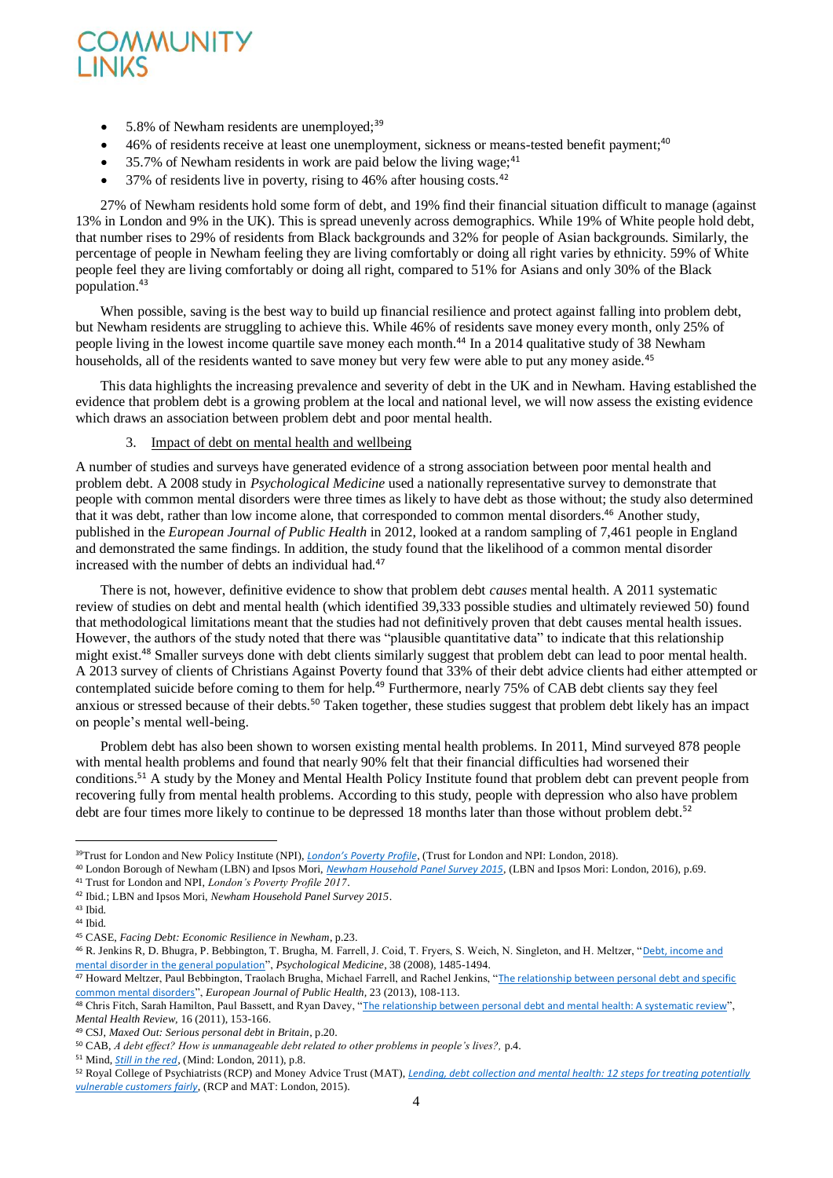- 5.8% of Newham residents are unemployed;[39]
- 46% of residents receive at least one unemployment, sickness or means-tested benefit payment;[40]
- 35.7% of Newham residents in work are paid below the living wage;[41]
- 37% of residents live in poverty, rising to 46% after housing costs.[42]

27% of Newham residents hold some form of debt, and 19% find their financial situation difficult to manage (against 13% in London and 9% in the UK). This is spread unevenly across demographics. While 19% of White people hold debt, that number rises to 29% of residents from Black backgrounds and 32% for people of Asian backgrounds. Similarly, the percentage of people in Newham feeling they are living comfortably or doing all right varies by ethnicity. 59% of White people feel they are living comfortably or doing all right, compared to 51% for Asians and only 30% of the Black population.[43]

When possible, saving is the best way to build up financial resilience and protect against falling into problem debt, but Newham residents are struggling to achieve this. While 46% of residents save money every month, only 25% of people living in the lowest income quartile save money each month.[44] In a 2014 qualitative study of 38 Newham households, all of the residents wanted to save money but very few were able to put any money aside.[45]

This data highlights the increasing prevalence and severity of debt in the UK and in Newham. Having established the evidence that problem debt is a growing problem at the local and national level, we will now assess the existing evidence which draws an association between problem debt and poor mental health.

### 3. Impact of debt on mental health and wellbeing

A number of studies and surveys have generated evidence of a strong association between poor mental health and problem debt. A 2008 study in *Psychological Medicine* used a nationally representative survey to demonstrate that people with common mental disorders were three times as likely to have debt as those without; the study also determined that it was debt, rather than low income alone, that corresponded to common mental disorders.[46] Another study, published in the *European Journal of Public Health* in 2012, looked at a random sampling of 7,461 people in England and demonstrated the same findings. In addition, the study found that the likelihood of a common mental disorder increased with the number of debts an individual had.[47]

There is not, however, definitive evidence to show that problem debt *causes* mental health. A 2011 systematic review of studies on debt and mental health (which identified 39,333 possible studies and ultimately reviewed 50) found that methodological limitations meant that the studies had not definitively proven that debt causes mental health issues. However, the authors of the study noted that there was "plausible quantitative data" to indicate that this relationship might exist.[48] Smaller surveys done with debt clients similarly suggest that problem debt can lead to poor mental health. A 2013 survey of clients of Christians Against Poverty found that 33% of their debt advice clients had either attempted or contemplated suicide before coming to them for help.[49] Furthermore, nearly 75% of CAB debt clients say they feel anxious or stressed because of their debts.[50] Taken together, these studies suggest that problem debt likely has an impact on people's mental well-being.

Problem debt has also been shown to worsen existing mental health problems. In 2011, Mind surveyed 878 people with mental health problems and found that nearly 90% felt that their financial difficulties had worsened their conditions.[51] A study by the Money and Mental Health Policy Institute found that problem debt can prevent people from recovering fully from mental health problems. According to this study, people with depression who also have problem debt are four times more likely to continue to be depressed 18 months later than those without problem debt.[52]

---

[39] Trust for London and New Policy Institute (NPI), *London's Poverty Profile*, (Trust for London and NPI: London, 2018).
[40] London Borough of Newham (LBN) and Ipsos Mori, *Newham Household Panel Survey 2015*, (LBN and Ipsos Mori: London, 2016), p.69.
[41] Trust for London and NPI, *London's Poverty Profile 2017*.
[42] Ibid.; LBN and Ipsos Mori, *Newham Household Panel Survey 2015*.
[43] Ibid.
[44] Ibid.
[45] CASE, *Facing Debt: Economic Resilience in Newham*, p.23.
[46] R. Jenkins R, D. Bhugra, P. Bebbington, T. Brugha, M. Farrell, J. Coid, T. Fryers, S. Weich, N. Singleton, and H. Meltzer, "Debt, income and mental disorder in the general population", *Psychological Medicine*, 38 (2008), 1485-1494.
[47] Howard Meltzer, Paul Bebbington, Traolach Brugha, Michael Farrell, and Rachel Jenkins, "The relationship between personal debt and specific common mental disorders", *European Journal of Public Health*, 23 (2013), 108-113.
[48] Chris Fitch, Sarah Hamilton, Paul Bassett, and Ryan Davey, "The relationship between personal debt and mental health: A systematic review", *Mental Health Review*, 16 (2011), 153-166.
[49] CSJ, *Maxed Out: Serious personal debt in Britain*, p.20.
[50] CAB, *A debt effect? How is unmanageable debt related to other problems in people's lives?,* p.4.
[51] Mind, *Still in the red*, (Mind: London, 2011), p.8.
[52] Royal College of Psychiatrists (RCP) and Money Advice Trust (MAT), *Lending, debt collection and mental health: 12 steps for treating potentially vulnerable customers fairly*, (RCP and MAT: London, 2015).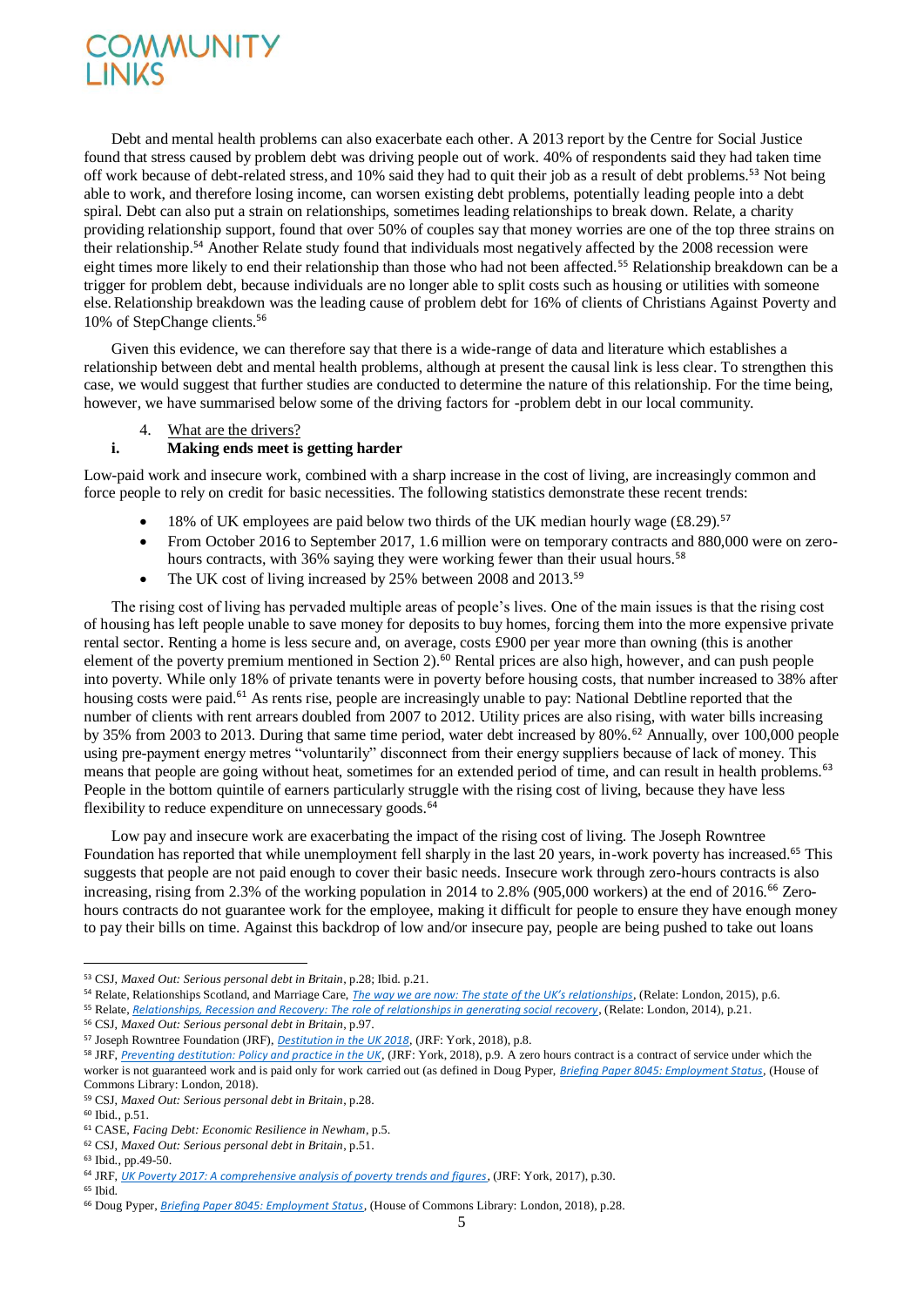Debt and mental health problems can also exacerbate each other. A 2013 report by the Centre for Social Justice found that stress caused by problem debt was driving people out of work. 40% of respondents said they had taken time off work because of debt-related stress, and 10% said they had to quit their job as a result of debt problems.[53] Not being able to work, and therefore losing income, can worsen existing debt problems, potentially leading people into a debt spiral. Debt can also put a strain on relationships, sometimes leading relationships to break down. Relate, a charity providing relationship support, found that over 50% of couples say that money worries are one of the top three strains on their relationship.[54] Another Relate study found that individuals most negatively affected by the 2008 recession were eight times more likely to end their relationship than those who had not been affected.[55] Relationship breakdown can be a trigger for problem debt, because individuals are no longer able to split costs such as housing or utilities with someone else. Relationship breakdown was the leading cause of problem debt for 16% of clients of Christians Against Poverty and 10% of StepChange clients.[56]

Given this evidence, we can therefore say that there is a wide-range of data and literature which establishes a relationship between debt and mental health problems, although at present the causal link is less clear. To strengthen this case, we would suggest that further studies are conducted to determine the nature of this relationship. For the time being, however, we have summarised below some of the driving factors for -problem debt in our local community.

4. What are the drivers?

### i. Making ends meet is getting harder

Low-paid work and insecure work, combined with a sharp increase in the cost of living, are increasingly common and force people to rely on credit for basic necessities. The following statistics demonstrate these recent trends:

- 18% of UK employees are paid below two thirds of the UK median hourly wage (£8.29).[57]
- From October 2016 to September 2017, 1.6 million were on temporary contracts and 880,000 were on zero-hours contracts, with 36% saying they were working fewer than their usual hours.[58]
- The UK cost of living increased by 25% between 2008 and 2013.[59]

The rising cost of living has pervaded multiple areas of people's lives. One of the main issues is that the rising cost of housing has left people unable to save money for deposits to buy homes, forcing them into the more expensive private rental sector. Renting a home is less secure and, on average, costs £900 per year more than owning (this is another element of the poverty premium mentioned in Section 2).[60] Rental prices are also high, however, and can push people into poverty. While only 18% of private tenants were in poverty before housing costs, that number increased to 38% after housing costs were paid.[61] As rents rise, people are increasingly unable to pay: National Debtline reported that the number of clients with rent arrears doubled from 2007 to 2012. Utility prices are also rising, with water bills increasing by 35% from 2003 to 2013. During that same time period, water debt increased by 80%.[62] Annually, over 100,000 people using pre-payment energy metres "voluntarily" disconnect from their energy suppliers because of lack of money. This means that people are going without heat, sometimes for an extended period of time, and can result in health problems.[63] People in the bottom quintile of earners particularly struggle with the rising cost of living, because they have less flexibility to reduce expenditure on unnecessary goods.[64]

Low pay and insecure work are exacerbating the impact of the rising cost of living. The Joseph Rowntree Foundation has reported that while unemployment fell sharply in the last 20 years, in-work poverty has increased.[65] This suggests that people are not paid enough to cover their basic needs. Insecure work through zero-hours contracts is also increasing, rising from 2.3% of the working population in 2014 to 2.8% (905,000 workers) at the end of 2016.[66] Zero-hours contracts do not guarantee work for the employee, making it difficult for people to ensure they have enough money to pay their bills on time. Against this backdrop of low and/or insecure pay, people are being pushed to take out loans

---

[53] CSJ, *Maxed Out: Serious personal debt in Britain*, p.28; Ibid. p.21.

[54] Relate, Relationships Scotland, and Marriage Care, *The way we are now: The state of the UK's relationships*, (Relate: London, 2015), p.6.

[55] Relate, *Relationships, Recession and Recovery: The role of relationships in generating social recovery*, (Relate: London, 2014), p.21.

[56] CSJ, *Maxed Out: Serious personal debt in Britain*, p.97.

[57] Joseph Rowntree Foundation (JRF), *Destitution in the UK 2018*, (JRF: York, 2018), p.8.

[58] JRF, *Preventing destitution: Policy and practice in the UK*, (JRF: York, 2018), p.9. A zero hours contract is a contract of service under which the worker is not guaranteed work and is paid only for work carried out (as defined in Doug Pyper, *Briefing Paper 8045: Employment Status*, (House of Commons Library: London, 2018).

[59] CSJ, *Maxed Out: Serious personal debt in Britain*, p.28.

[60] Ibid., p.51.

[61] CASE, *Facing Debt: Economic Resilience in Newham*, p.5.

[62] CSJ, *Maxed Out: Serious personal debt in Britain*, p.51.

[63] Ibid., pp.49-50.

[64] JRF, *UK Poverty 2017: A comprehensive analysis of poverty trends and figures*, (JRF: York, 2017), p.30.

[65] Ibid.

[66] Doug Pyper, *Briefing Paper 8045: Employment Status*, (House of Commons Library: London, 2018), p.28.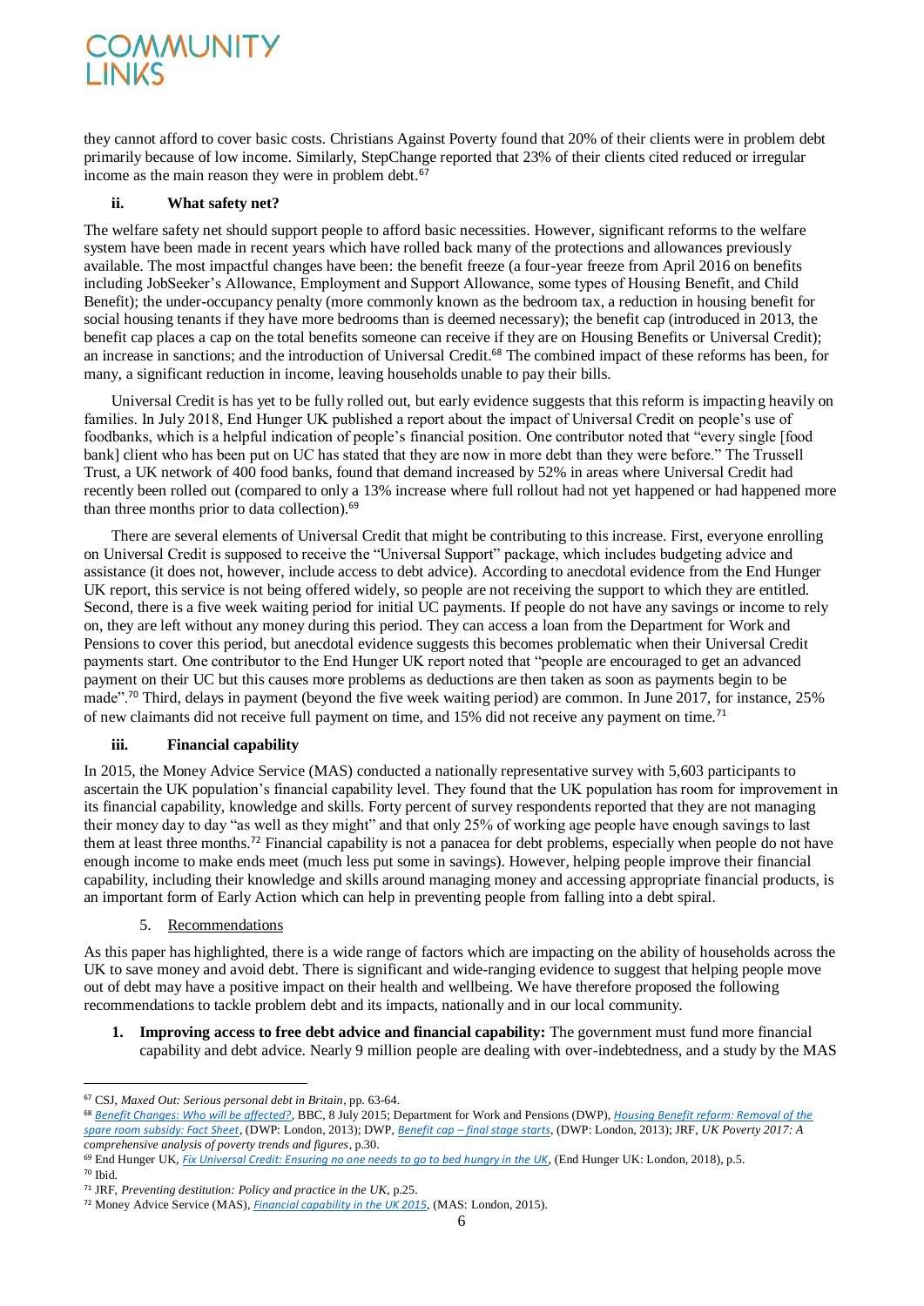they cannot afford to cover basic costs. Christians Against Poverty found that 20% of their clients were in problem debt primarily because of low income. Similarly, StepChange reported that 23% of their clients cited reduced or irregular income as the main reason they were in problem debt.[67]

#### ii. What safety net?

The welfare safety net should support people to afford basic necessities. However, significant reforms to the welfare system have been made in recent years which have rolled back many of the protections and allowances previously available. The most impactful changes have been: the benefit freeze (a four-year freeze from April 2016 on benefits including JobSeeker's Allowance, Employment and Support Allowance, some types of Housing Benefit, and Child Benefit); the under-occupancy penalty (more commonly known as the bedroom tax, a reduction in housing benefit for social housing tenants if they have more bedrooms than is deemed necessary); the benefit cap (introduced in 2013, the benefit cap places a cap on the total benefits someone can receive if they are on Housing Benefits or Universal Credit); an increase in sanctions; and the introduction of Universal Credit.[68] The combined impact of these reforms has been, for many, a significant reduction in income, leaving households unable to pay their bills.

Universal Credit is has yet to be fully rolled out, but early evidence suggests that this reform is impacting heavily on families. In July 2018, End Hunger UK published a report about the impact of Universal Credit on people's use of foodbanks, which is a helpful indication of people's financial position. One contributor noted that "every single [food bank] client who has been put on UC has stated that they are now in more debt than they were before." The Trussell Trust, a UK network of 400 food banks, found that demand increased by 52% in areas where Universal Credit had recently been rolled out (compared to only a 13% increase where full rollout had not yet happened or had happened more than three months prior to data collection).[69]

There are several elements of Universal Credit that might be contributing to this increase. First, everyone enrolling on Universal Credit is supposed to receive the "Universal Support" package, which includes budgeting advice and assistance (it does not, however, include access to debt advice). According to anecdotal evidence from the End Hunger UK report, this service is not being offered widely, so people are not receiving the support to which they are entitled. Second, there is a five week waiting period for initial UC payments. If people do not have any savings or income to rely on, they are left without any money during this period. They can access a loan from the Department for Work and Pensions to cover this period, but anecdotal evidence suggests this becomes problematic when their Universal Credit payments start. One contributor to the End Hunger UK report noted that "people are encouraged to get an advanced payment on their UC but this causes more problems as deductions are then taken as soon as payments begin to be made".[70] Third, delays in payment (beyond the five week waiting period) are common. In June 2017, for instance, 25% of new claimants did not receive full payment on time, and 15% did not receive any payment on time.[71]

#### iii. Financial capability

In 2015, the Money Advice Service (MAS) conducted a nationally representative survey with 5,603 participants to ascertain the UK population's financial capability level. They found that the UK population has room for improvement in its financial capability, knowledge and skills. Forty percent of survey respondents reported that they are not managing their money day to day "as well as they might" and that only 25% of working age people have enough savings to last them at least three months.[72] Financial capability is not a panacea for debt problems, especially when people do not have enough income to make ends meet (much less put some in savings). However, helping people improve their financial capability, including their knowledge and skills around managing money and accessing appropriate financial products, is an important form of Early Action which can help in preventing people from falling into a debt spiral.

## 5. Recommendations

As this paper has highlighted, there is a wide range of factors which are impacting on the ability of households across the UK to save money and avoid debt. There is significant and wide-ranging evidence to suggest that helping people move out of debt may have a positive impact on their health and wellbeing. We have therefore proposed the following recommendations to tackle problem debt and its impacts, nationally and in our local community.

1. **Improving access to free debt advice and financial capability:** The government must fund more financial capability and debt advice. Nearly 9 million people are dealing with over-indebtedness, and a study by the MAS

---

[67] CSJ, *Maxed Out: Serious personal debt in Britain*, pp. 63-64.

[68] *Benefit Changes: Who will be affected?*, BBC, 8 July 2015; Department for Work and Pensions (DWP), *Housing Benefit reform: Removal of the spare room subsidy: Fact Sheet*, (DWP: London, 2013); DWP, *Benefit cap – final stage starts*, (DWP: London, 2013); JRF, *UK Poverty 2017: A comprehensive analysis of poverty trends and figures*, p.30.

[69] End Hunger UK, *Fix Universal Credit: Ensuring no one needs to go to bed hungry in the UK*, (End Hunger UK: London, 2018), p.5.

[70] Ibid.

[71] JRF, *Preventing destitution: Policy and practice in the UK*, p.25.

[72] Money Advice Service (MAS), *Financial capability in the UK 2015*, (MAS: London, 2015).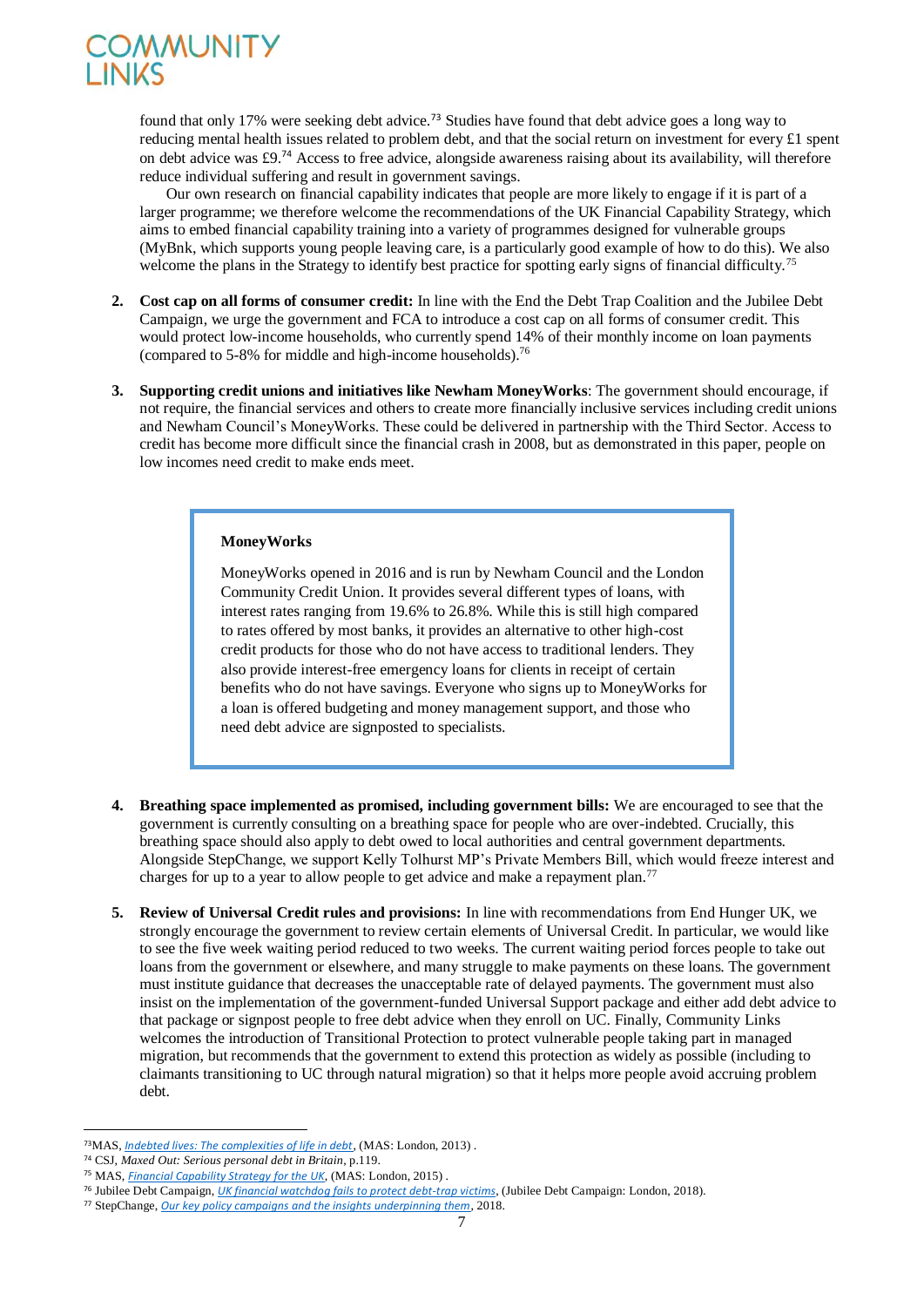found that only 17% were seeking debt advice.[73] Studies have found that debt advice goes a long way to reducing mental health issues related to problem debt, and that the social return on investment for every £1 spent on debt advice was £9.[74] Access to free advice, alongside awareness raising about its availability, will therefore reduce individual suffering and result in government savings.

Our own research on financial capability indicates that people are more likely to engage if it is part of a larger programme; we therefore welcome the recommendations of the UK Financial Capability Strategy, which aims to embed financial capability training into a variety of programmes designed for vulnerable groups (MyBnk, which supports young people leaving care, is a particularly good example of how to do this). We also welcome the plans in the Strategy to identify best practice for spotting early signs of financial difficulty.[75]

2. **Cost cap on all forms of consumer credit:** In line with the End the Debt Trap Coalition and the Jubilee Debt Campaign, we urge the government and FCA to introduce a cost cap on all forms of consumer credit. This would protect low-income households, who currently spend 14% of their monthly income on loan payments (compared to 5-8% for middle and high-income households).[76]

3. **Supporting credit unions and initiatives like Newham MoneyWorks**: The government should encourage, if not require, the financial services and others to create more financially inclusive services including credit unions and Newham Council's MoneyWorks. These could be delivered in partnership with the Third Sector. Access to credit has become more difficult since the financial crash in 2008, but as demonstrated in this paper, people on low incomes need credit to make ends meet.

> **MoneyWorks**
>
> MoneyWorks opened in 2016 and is run by Newham Council and the London Community Credit Union. It provides several different types of loans, with interest rates ranging from 19.6% to 26.8%. While this is still high compared to rates offered by most banks, it provides an alternative to other high-cost credit products for those who do not have access to traditional lenders. They also provide interest-free emergency loans for clients in receipt of certain benefits who do not have savings. Everyone who signs up to MoneyWorks for a loan is offered budgeting and money management support, and those who need debt advice are signposted to specialists.

4. **Breathing space implemented as promised, including government bills:** We are encouraged to see that the government is currently consulting on a breathing space for people who are over-indebted. Crucially, this breathing space should also apply to debt owed to local authorities and central government departments. Alongside StepChange, we support Kelly Tolhurst MP's Private Members Bill, which would freeze interest and charges for up to a year to allow people to get advice and make a repayment plan.[77]

5. **Review of Universal Credit rules and provisions:** In line with recommendations from End Hunger UK, we strongly encourage the government to review certain elements of Universal Credit. In particular, we would like to see the five week waiting period reduced to two weeks. The current waiting period forces people to take out loans from the government or elsewhere, and many struggle to make payments on these loans. The government must institute guidance that decreases the unacceptable rate of delayed payments. The government must also insist on the implementation of the government-funded Universal Support package and either add debt advice to that package or signpost people to free debt advice when they enroll on UC. Finally, Community Links welcomes the introduction of Transitional Protection to protect vulnerable people taking part in managed migration, but recommends that the government to extend this protection as widely as possible (including to claimants transitioning to UC through natural migration) so that it helps more people avoid accruing problem debt.

---

[73] MAS, *Indebted lives: The complexities of life in debt*, (MAS: London, 2013) .
[74] CSJ, *Maxed Out: Serious personal debt in Britain*, p.119.
[75] MAS, *Financial Capability Strategy for the UK*, (MAS: London, 2015) .
[76] Jubilee Debt Campaign, *UK financial watchdog fails to protect debt-trap victims*, (Jubilee Debt Campaign: London, 2018).
[77] StepChange, *Our key policy campaigns and the insights underpinning them*, 2018.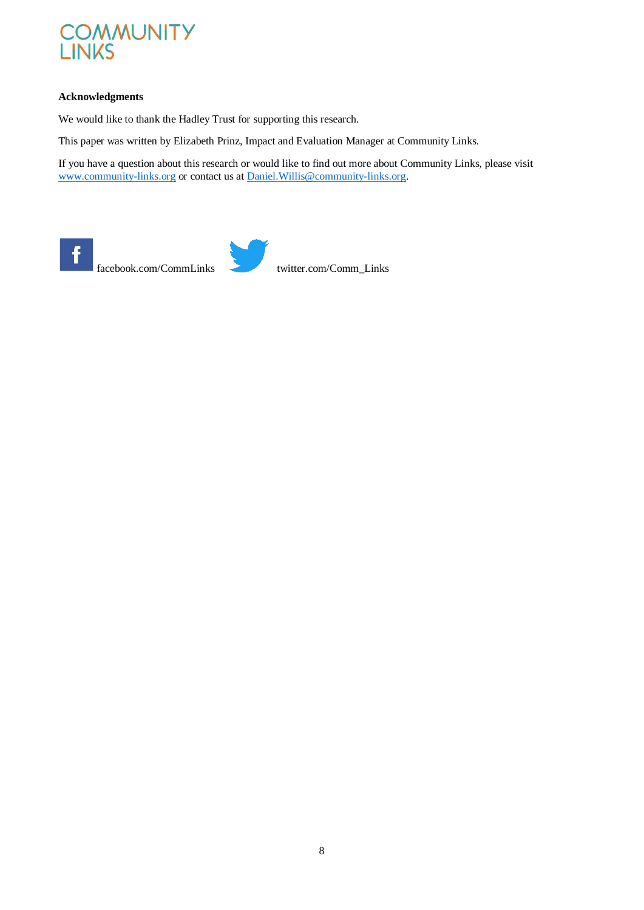COMMUNITY LINKS

**Acknowledgments**

We would like to thank the Hadley Trust for supporting this research.

This paper was written by Elizabeth Prinz, Impact and Evaluation Manager at Community Links.

If you have a question about this research or would like to find out more about Community Links, please visit www.community-links.org or contact us at Daniel.Willis@community-links.org.

facebook.com/CommLinks twitter.com/Comm_Links